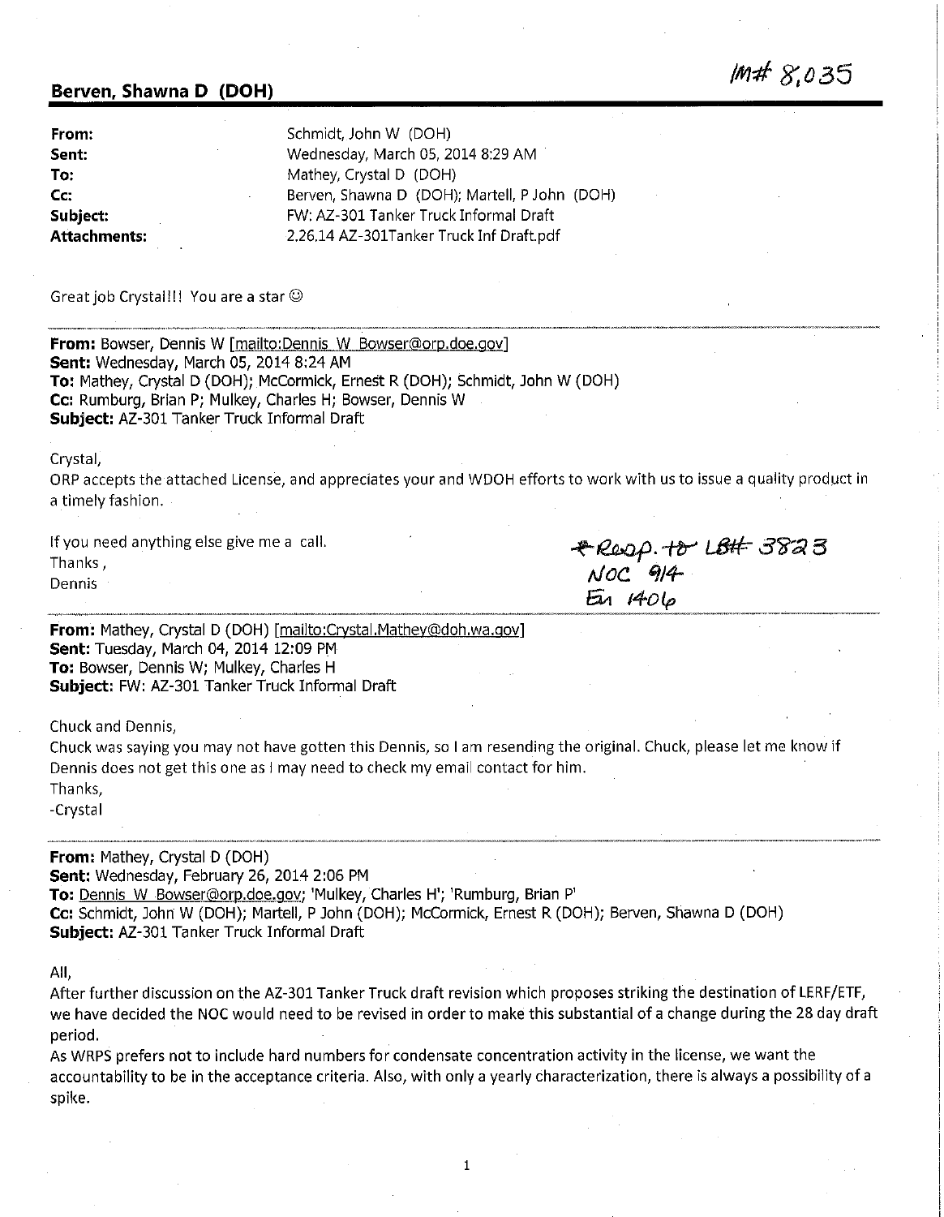IM# 8,035

## Berven, Shawna D (DOH)

**From:** Schmidt, John W (DOH)
**Sent:** Wednesday, March 05, 2014 8:29 AM
**To:** Mathey, Crystal D (DOH)
**Cc:** Berven, Shawna D (DOH); Martell, P John (DOH)
**Subject:** FW: AZ-301 Tanker Truck Informal Draft
**Attachments:** 2.26.14 AZ-301Tanker Truck Inf Draft.pdf

Great job Crystal!!! You are a star ☺

---

**From:** Bowser, Dennis W [mailto:Dennis_W_Bowser@orp.doe.gov]
**Sent:** Wednesday, March 05, 2014 8:24 AM
**To:** Mathey, Crystal D (DOH); McCormick, Ernest R (DOH); Schmidt, John W (DOH)
**Cc:** Rumburg, Brian P; Mulkey, Charles H; Bowser, Dennis W
**Subject:** AZ-301 Tanker Truck Informal Draft

Crystal,

ORP accepts the attached License, and appreciates your and WDOH efforts to work with us to issue a quality product in a timely fashion.

If you need anything else give me a call.
Thanks,
Dennis

*Resp. to LB# 3823
NOC 914
En 1406

---

**From:** Mathey, Crystal D (DOH) [mailto:Crystal.Mathey@doh.wa.gov]
**Sent:** Tuesday, March 04, 2014 12:09 PM
**To:** Bowser, Dennis W; Mulkey, Charles H
**Subject:** FW: AZ-301 Tanker Truck Informal Draft

Chuck and Dennis,

Chuck was saying you may not have gotten this Dennis, so I am resending the original. Chuck, please let me know if Dennis does not get this one as I may need to check my email contact for him.
Thanks,
-Crystal

---

**From:** Mathey, Crystal D (DOH)
**Sent:** Wednesday, February 26, 2014 2:06 PM
**To:** Dennis_W_Bowser@orp.doe.gov; 'Mulkey, Charles H'; 'Rumburg, Brian P'
**Cc:** Schmidt, John W (DOH); Martell, P John (DOH); McCormick, Ernest R (DOH); Berven, Shawna D (DOH)
**Subject:** AZ-301 Tanker Truck Informal Draft

All,

After further discussion on the AZ-301 Tanker Truck draft revision which proposes striking the destination of LERF/ETF, we have decided the NOC would need to be revised in order to make this substantial of a change during the 28 day draft period.

As WRPS prefers not to include hard numbers for condensate concentration activity in the license, we want the accountability to be in the acceptance criteria. Also, with only a yearly characterization, there is always a possibility of a spike.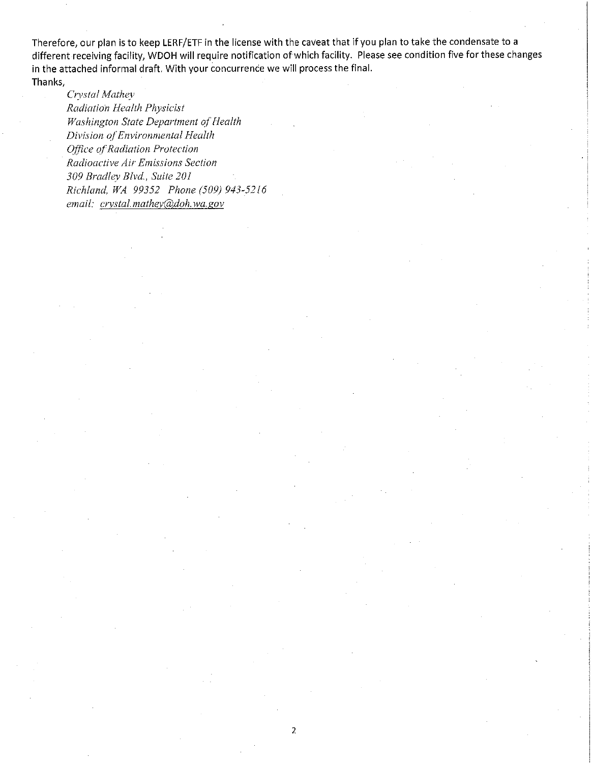Therefore, our plan is to keep LERF/ETF in the license with the caveat that if you plan to take the condensate to a different receiving facility, WDOH will require notification of which facility. Please see condition five for these changes in the attached informal draft. With your concurrence we will process the final.

Thanks,

*Crystal Mathey*
*Radiation Health Physicist*
*Washington State Department of Health*
*Division of Environmental Health*
*Office of Radiation Protection*
*Radioactive Air Emissions Section*
*309 Bradley Blvd., Suite 201*
*Richland, WA 99352 Phone (509) 943-5216*
*email: crystal.mathey@doh.wa.gov*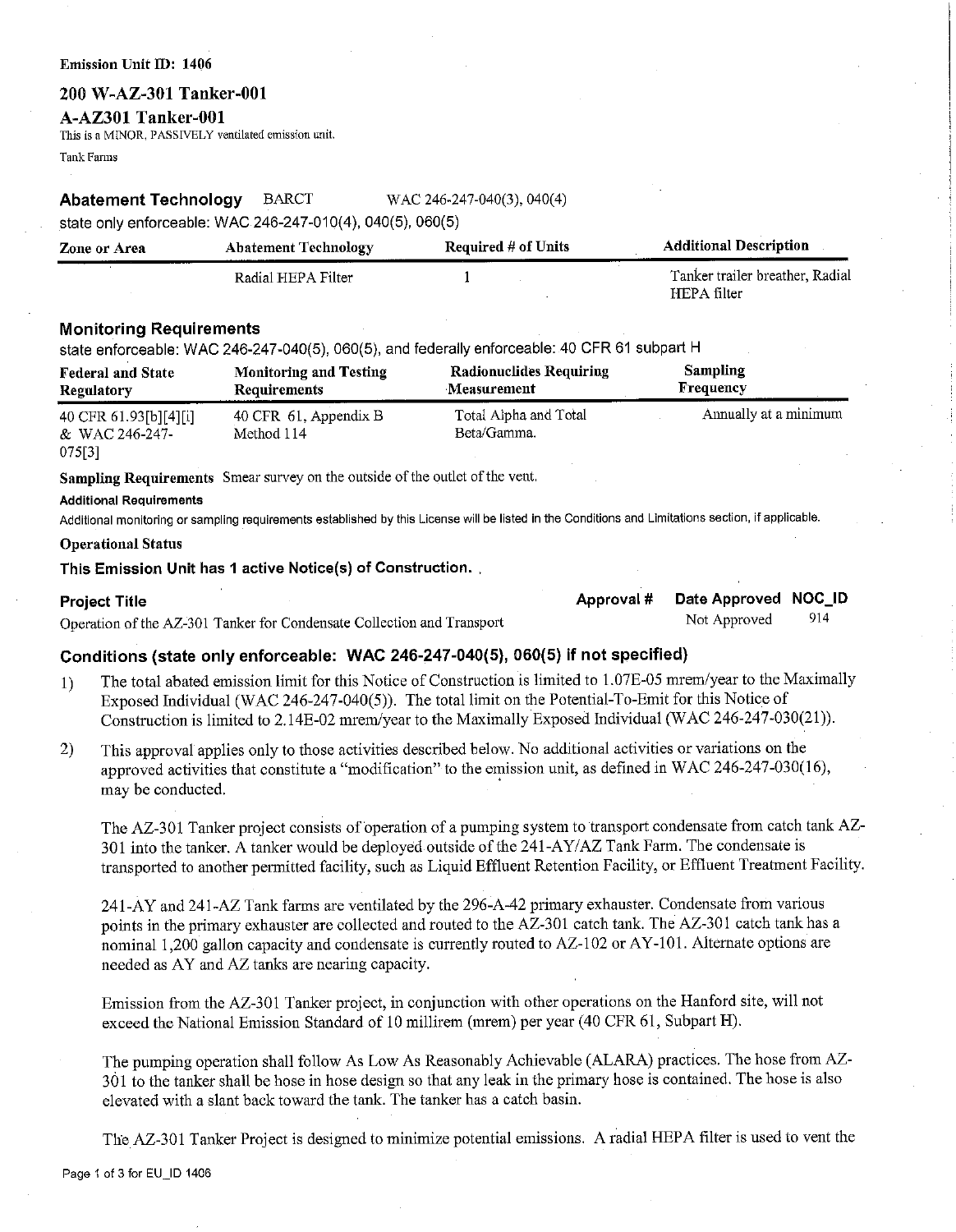**Emission Unit ID: 1406**

## 200 W-AZ-301 Tanker-001

## A-AZ301 Tanker-001

This is a MINOR, PASSIVELY ventilated emission unit.

Tank Farms

### Abatement Technology BARCT WAC 246-247-040(3), 040(4)

state only enforceable: WAC 246-247-010(4), 040(5), 060(5)

| Zone or Area | Abatement Technology | Required # of Units | Additional Description |
|---|---|---|---|
| | Radial HEPA Filter | 1 | Tanker trailer breather, Radial HEPA filter |

### Monitoring Requirements

state enforceable: WAC 246-247-040(5), 060(5), and federally enforceable: 40 CFR 61 subpart H

| Federal and State Regulatory | Monitoring and Testing Requirements | Radionuclides Requiring Measurement | Sampling Frequency |
|---|---|---|---|
| 40 CFR 61.93[b][4][i] & WAC 246-247-075[3] | 40 CFR 61, Appendix B Method 114 | Total Alpha and Total Beta/Gamma. | Annually at a minimum |

**Sampling Requirements** Smear survey on the outside of the outlet of the vent.

**Additional Requirements**

Additional monitoring or sampling requirements established by this License will be listed in the Conditions and Limitations section, if applicable.

**Operational Status**

**This Emission Unit has 1 active Notice(s) of Construction.**

| Project Title | Approval # | Date Approved | NOC_ID |
|---|---|---|---|
| Operation of the AZ-301 Tanker for Condensate Collection and Transport | | Not Approved | 914 |

### Conditions (state only enforceable: WAC 246-247-040(5), 060(5) if not specified)

1) The total abated emission limit for this Notice of Construction is limited to 1.07E-05 mrem/year to the Maximally Exposed Individual (WAC 246-247-040(5)). The total limit on the Potential-To-Emit for this Notice of Construction is limited to 2.14E-02 mrem/year to the Maximally Exposed Individual (WAC 246-247-030(21)).

2) This approval applies only to those activities described below. No additional activities or variations on the approved activities that constitute a "modification" to the emission unit, as defined in WAC 246-247-030(16), may be conducted.

   The AZ-301 Tanker project consists of operation of a pumping system to transport condensate from catch tank AZ-301 into the tanker. A tanker would be deployed outside of the 241-AY/AZ Tank Farm. The condensate is transported to another permitted facility, such as Liquid Effluent Retention Facility, or Effluent Treatment Facility.

   241-AY and 241-AZ Tank farms are ventilated by the 296-A-42 primary exhauster. Condensate from various points in the primary exhauster are collected and routed to the AZ-301 catch tank. The AZ-301 catch tank has a nominal 1,200 gallon capacity and condensate is currently routed to AZ-102 or AY-101. Alternate options are needed as AY and AZ tanks are nearing capacity.

   Emission from the AZ-301 Tanker project, in conjunction with other operations on the Hanford site, will not exceed the National Emission Standard of 10 millirem (mrem) per year (40 CFR 61, Subpart H).

   The pumping operation shall follow As Low As Reasonably Achievable (ALARA) practices. The hose from AZ-301 to the tanker shall be hose in hose design so that any leak in the primary hose is contained. The hose is also elevated with a slant back toward the tank. The tanker has a catch basin.

   The AZ-301 Tanker Project is designed to minimize potential emissions. A radial HEPA filter is used to vent the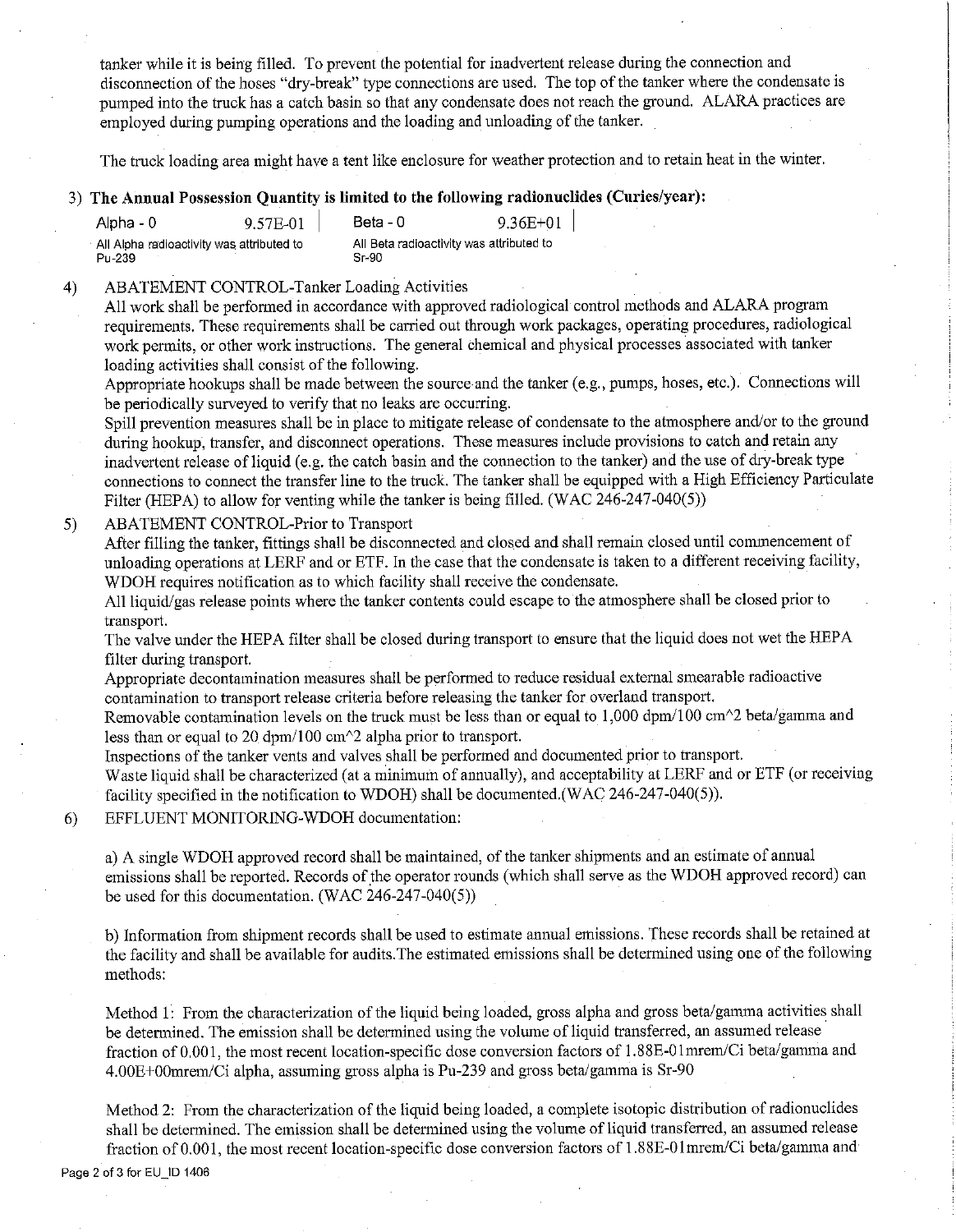tanker while it is being filled. To prevent the potential for inadvertent release during the connection and disconnection of the hoses "dry-break" type connections are used. The top of the tanker where the condensate is pumped into the truck has a catch basin so that any condensate does not reach the ground. ALARA practices are employed during pumping operations and the loading and unloading of the tanker.

The truck loading area might have a tent like enclosure for weather protection and to retain heat in the winter.

3) **The Annual Possession Quantity is limited to the following radionuclides (Curies/year):**

| Alpha - 0 | 9.57E-01 | Beta - 0 | 9.36E+01 |
|---|---|---|---|
| All Alpha radioactivity was attributed to Pu-239 | | All Beta radioactivity was attributed to Sr-90 | |

4) ABATEMENT CONTROL-Tanker Loading Activities

All work shall be performed in accordance with approved radiological control methods and ALARA program requirements. These requirements shall be carried out through work packages, operating procedures, radiological work permits, or other work instructions. The general chemical and physical processes associated with tanker loading activities shall consist of the following.

Appropriate hookups shall be made between the source and the tanker (e.g., pumps, hoses, etc.). Connections will be periodically surveyed to verify that no leaks are occurring.

Spill prevention measures shall be in place to mitigate release of condensate to the atmosphere and/or to the ground during hookup, transfer, and disconnect operations. These measures include provisions to catch and retain any inadvertent release of liquid (e.g. the catch basin and the connection to the tanker) and the use of dry-break type connections to connect the transfer line to the truck. The tanker shall be equipped with a High Efficiency Particulate Filter (HEPA) to allow for venting while the tanker is being filled. (WAC 246-247-040(5))

5) ABATEMENT CONTROL-Prior to Transport

After filling the tanker, fittings shall be disconnected and closed and shall remain closed until commencement of unloading operations at LERF and or ETF. In the case that the condensate is taken to a different receiving facility, WDOH requires notification as to which facility shall receive the condensate.

All liquid/gas release points where the tanker contents could escape to the atmosphere shall be closed prior to transport.

The valve under the HEPA filter shall be closed during transport to ensure that the liquid does not wet the HEPA filter during transport.

Appropriate decontamination measures shall be performed to reduce residual external smearable radioactive contamination to transport release criteria before releasing the tanker for overland transport.

Removable contamination levels on the truck must be less than or equal to 1,000 dpm/100 cm^2 beta/gamma and less than or equal to 20 dpm/100 cm^2 alpha prior to transport.

Inspections of the tanker vents and valves shall be performed and documented prior to transport.

Waste liquid shall be characterized (at a minimum of annually), and acceptability at LERF and or ETF (or receiving facility specified in the notification to WDOH) shall be documented.(WAC 246-247-040(5)).

6) EFFLUENT MONITORING-WDOH documentation:

a) A single WDOH approved record shall be maintained, of the tanker shipments and an estimate of annual emissions shall be reported. Records of the operator rounds (which shall serve as the WDOH approved record) can be used for this documentation. (WAC 246-247-040(5))

b) Information from shipment records shall be used to estimate annual emissions. These records shall be retained at the facility and shall be available for audits.The estimated emissions shall be determined using one of the following methods:

Method 1: From the characterization of the liquid being loaded, gross alpha and gross beta/gamma activities shall be determined. The emission shall be determined using the volume of liquid transferred, an assumed release fraction of 0.001, the most recent location-specific dose conversion factors of 1.88E-01mrem/Ci beta/gamma and 4.00E+00mrem/Ci alpha, assuming gross alpha is Pu-239 and gross beta/gamma is Sr-90

Method 2: From the characterization of the liquid being loaded, a complete isotopic distribution of radionuclides shall be determined. The emission shall be determined using the volume of liquid transferred, an assumed release fraction of 0.001, the most recent location-specific dose conversion factors of 1.88E-01mrem/Ci beta/gamma and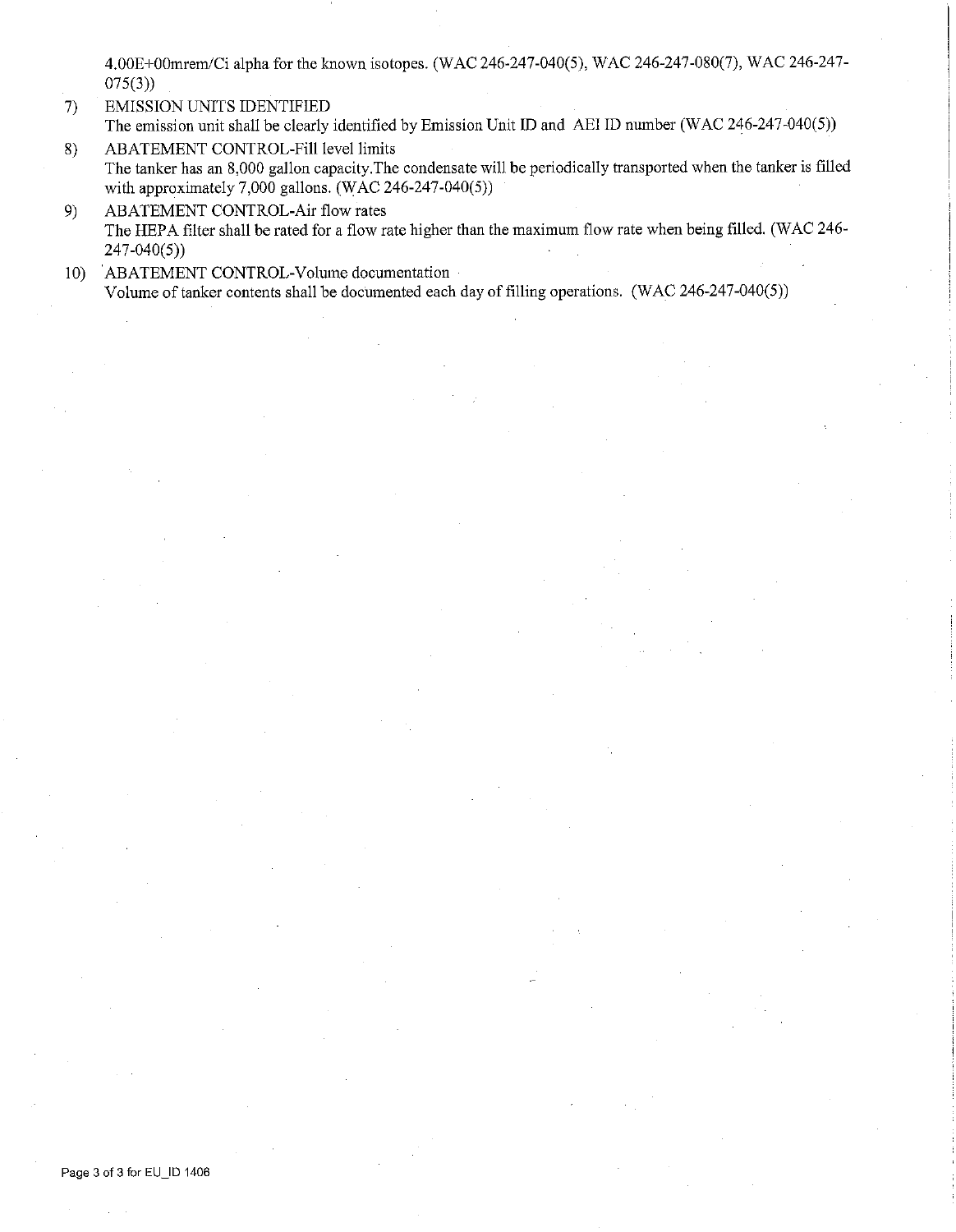4.00E+00mrem/Ci alpha for the known isotopes. (WAC 246-247-040(5), WAC 246-247-080(7), WAC 246-247-075(3))

7) EMISSION UNITS IDENTIFIED
   The emission unit shall be clearly identified by Emission Unit ID and AEI ID number (WAC 246-247-040(5))

8) ABATEMENT CONTROL-Fill level limits
   The tanker has an 8,000 gallon capacity.The condensate will be periodically transported when the tanker is filled with approximately 7,000 gallons. (WAC 246-247-040(5))

9) ABATEMENT CONTROL-Air flow rates
   The HEPA filter shall be rated for a flow rate higher than the maximum flow rate when being filled. (WAC 246-247-040(5))

10) ABATEMENT CONTROL-Volume documentation
    Volume of tanker contents shall be documented each day of filling operations. (WAC 246-247-040(5))